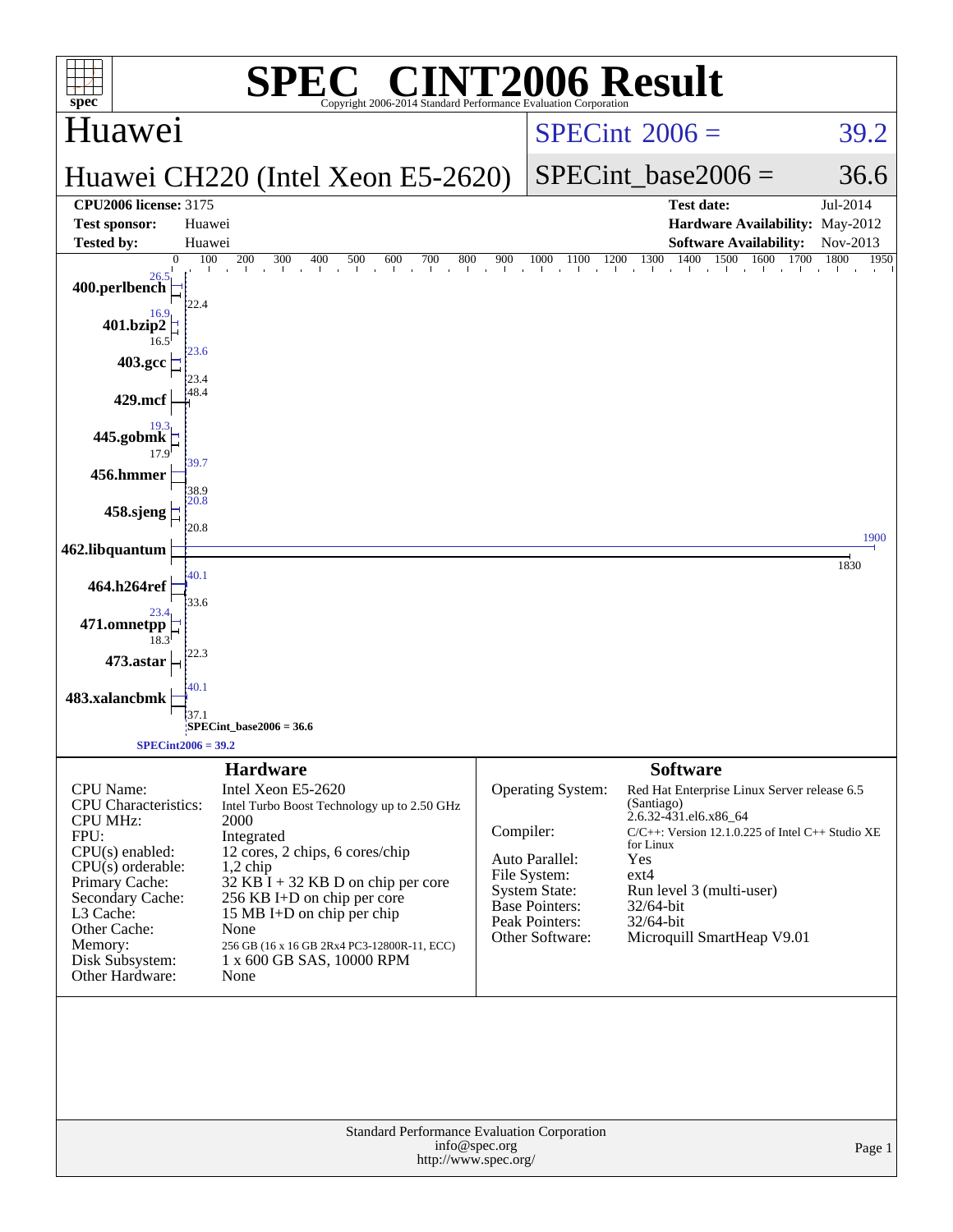# SPEC® CINT2006 Result

Copyright 2006-2014 Standard Performance Evaluation Corporation

## Huawei

## Huawei CH220 (Intel Xeon E5-2620)

SPECint® 2006 = 39.2

SPECint_base2006 = 36.6

| | | | |
|---|---|---|---|
| **CPU2006 license:** 3175 | | **Test date:** | Jul-2014 |
| **Test sponsor:** | Huawei | **Hardware Availability:** | May-2012 |
| **Tested by:** | Huawei | **Software Availability:** | Nov-2013 |

| Benchmark | Peak | Base |
|---|---|---|
| 400.perlbench | 26.5 | 22.4 |
| 401.bzip2 | 16.9 | 16.5 |
| 403.gcc | 23.6 | 23.4 |
| 429.mcf | 48.4 | 48.4 |
| 445.gobmk | 19.3 | 17.9 |
| 456.hmmer | 39.7 | 38.9 |
| 458.sjeng | 20.8 | 20.8 |
| 462.libquantum | 1900 | 1830 |
| 464.h264ref | 40.1 | 33.6 |
| 471.omnetpp | 23.4 | 18.3 |
| 473.astar | 22.3 | 22.3 |
| 483.xalancbmk | 40.1 | 37.1 |

SPECint_base2006 = 36.6

SPECint2006 = 39.2

## Hardware

| | |
|---|---|
| CPU Name: | Intel Xeon E5-2620 |
| CPU Characteristics: | Intel Turbo Boost Technology up to 2.50 GHz |
| CPU MHz: | 2000 |
| FPU: | Integrated |
| CPU(s) enabled: | 12 cores, 2 chips, 6 cores/chip |
| CPU(s) orderable: | 1,2 chip |
| Primary Cache: | 32 KB I + 32 KB D on chip per core |
| Secondary Cache: | 256 KB I+D on chip per core |
| L3 Cache: | 15 MB I+D on chip per chip |
| Other Cache: | None |
| Memory: | 256 GB (16 x 16 GB 2Rx4 PC3-12800R-11, ECC) |
| Disk Subsystem: | 1 x 600 GB SAS, 10000 RPM |
| Other Hardware: | None |

## Software

| | |
|---|---|
| Operating System: | Red Hat Enterprise Linux Server release 6.5 (Santiago) 2.6.32-431.el6.x86_64 |
| Compiler: | C/C++: Version 12.1.0.225 of Intel C++ Studio XE for Linux |
| Auto Parallel: | Yes |
| File System: | ext4 |
| System State: | Run level 3 (multi-user) |
| Base Pointers: | 32/64-bit |
| Peak Pointers: | 32/64-bit |
| Other Software: | Microquill SmartHeap V9.01 |

Standard Performance Evaluation Corporation
info@spec.org
http://www.spec.org/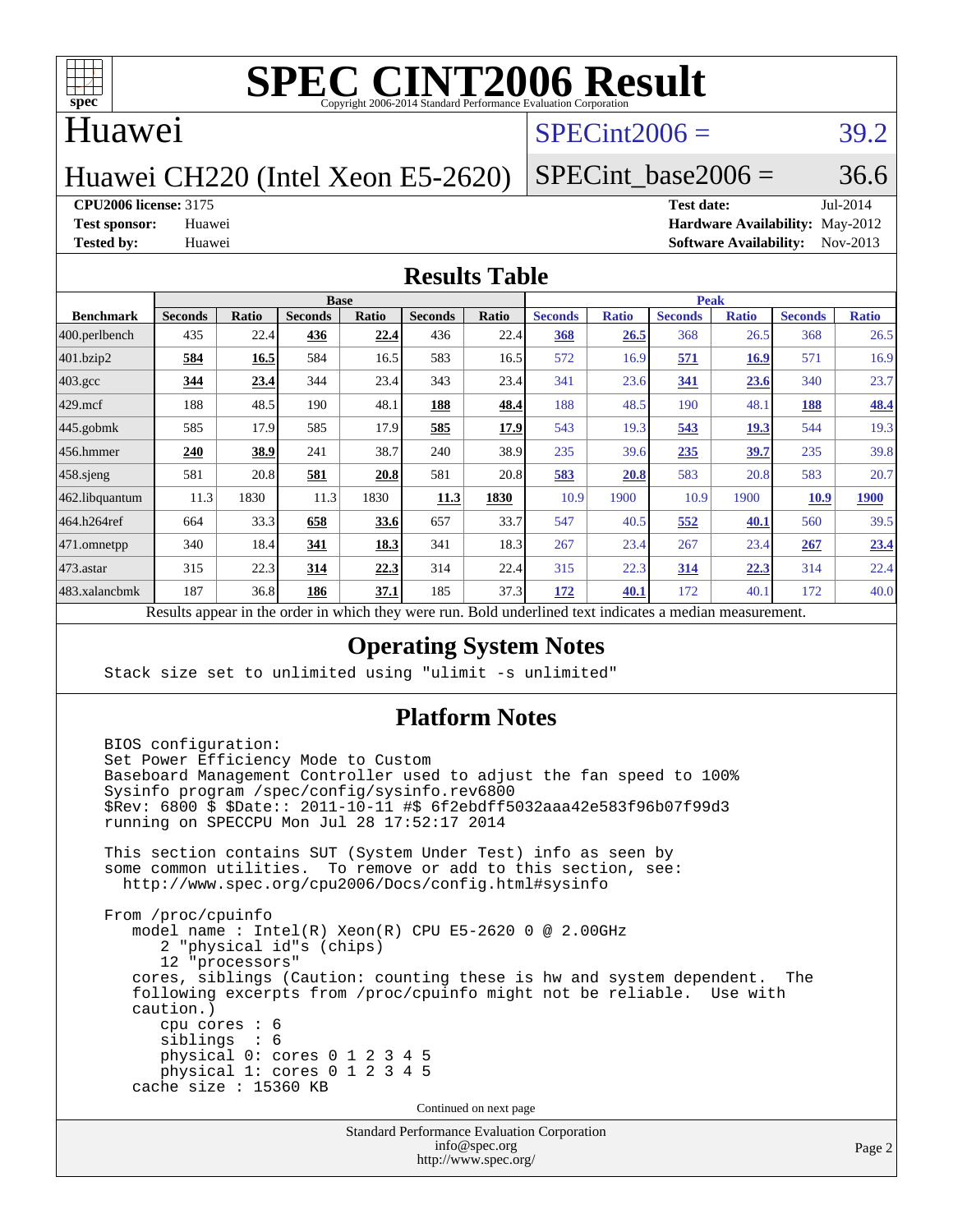# SPEC CINT2006 Result

Copyright 2006-2014 Standard Performance Evaluation Corporation

## Huawei

## Huawei CH220 (Intel Xeon E5-2620)

SPECint2006 = 39.2

SPECint_base2006 = 36.6

**CPU2006 license:** 3175
**Test sponsor:** Huawei
**Tested by:** Huawei

**Test date:** Jul-2014
**Hardware Availability:** May-2012
**Software Availability:** Nov-2013

## Results Table

| Benchmark | Base | | | | | | Peak | | | | | |
|---|---|---|---|---|---|---|---|---|---|---|---|---|
| | Seconds | Ratio | Seconds | Ratio | Seconds | Ratio | Seconds | Ratio | Seconds | Ratio | Seconds | Ratio |
| 400.perlbench | 435 | 22.4 | **436** | **22.4** | 436 | 22.4 | **368** | **26.5** | 368 | 26.5 | 368 | 26.5 |
| 401.bzip2 | **584** | **16.5** | 584 | 16.5 | 583 | 16.5 | 572 | 16.9 | **571** | **16.9** | 571 | 16.9 |
| 403.gcc | **344** | **23.4** | 344 | 23.4 | 343 | 23.4 | 341 | 23.6 | **341** | **23.6** | 340 | 23.7 |
| 429.mcf | 188 | 48.5 | 190 | 48.1 | **188** | **48.4** | 188 | 48.5 | 190 | 48.1 | **188** | **48.4** |
| 445.gobmk | 585 | 17.9 | 585 | 17.9 | **585** | **17.9** | 543 | 19.3 | **543** | **19.3** | 544 | 19.3 |
| 456.hmmer | **240** | **38.9** | 241 | 38.7 | 240 | 38.9 | 235 | 39.6 | **235** | **39.7** | 235 | 39.8 |
| 458.sjeng | 581 | 20.8 | **581** | **20.8** | 581 | 20.8 | **583** | **20.8** | 583 | 20.8 | 583 | 20.7 |
| 462.libquantum | 11.3 | 1830 | 11.3 | 1830 | **11.3** | **1830** | 10.9 | 1900 | 10.9 | 1900 | **10.9** | **1900** |
| 464.h264ref | 664 | 33.3 | **658** | **33.6** | 657 | 33.7 | 547 | 40.5 | **552** | **40.1** | 560 | 39.5 |
| 471.omnetpp | 340 | 18.4 | **341** | **18.3** | 341 | 18.3 | 267 | 23.4 | 267 | 23.4 | **267** | **23.4** |
| 473.astar | 315 | 22.3 | **314** | **22.3** | 314 | 22.4 | 315 | 22.3 | **314** | **22.3** | 314 | 22.4 |
| 483.xalancbmk | 187 | 36.8 | **186** | **37.1** | 185 | 37.3 | **172** | **40.1** | 172 | 40.1 | 172 | 40.0 |

Results appear in the order in which they were run. Bold underlined text indicates a median measurement.

## Operating System Notes

```
Stack size set to unlimited using "ulimit -s unlimited"
```

## Platform Notes

```
BIOS configuration:
Set Power Efficiency Mode to Custom
Baseboard Management Controller used to adjust the fan speed to 100%
Sysinfo program /spec/config/sysinfo.rev6800
$Rev: 6800 $ $Date:: 2011-10-11 #$ 6f2ebdff5032aaa42e583f96b07f99d3
running on SPECCPU Mon Jul 28 17:52:17 2014

This section contains SUT (System Under Test) info as seen by
some common utilities.  To remove or add to this section, see:
  http://www.spec.org/cpu2006/Docs/config.html#sysinfo

From /proc/cpuinfo
   model name : Intel(R) Xeon(R) CPU E5-2620 0 @ 2.00GHz
      2 "physical id"s (chips)
      12 "processors"
   cores, siblings (Caution: counting these is hw and system dependent.  The
   following excerpts from /proc/cpuinfo might not be reliable.  Use with
   caution.)
      cpu cores : 6
      siblings  : 6
      physical 0: cores 0 1 2 3 4 5
      physical 1: cores 0 1 2 3 4 5
   cache size : 15360 KB
```

Continued on next page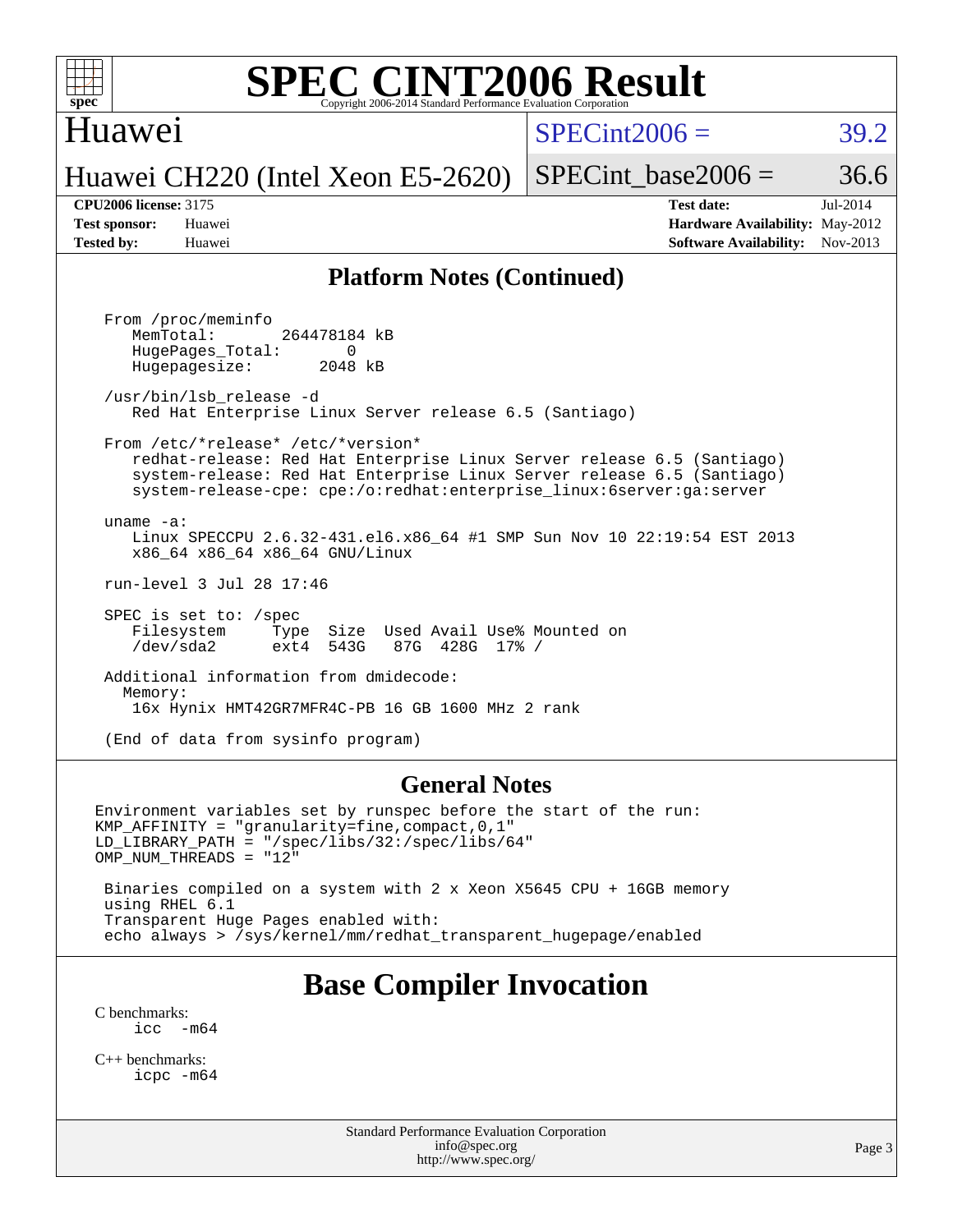## Platform Notes (Continued)

```
From /proc/meminfo
   MemTotal:       264478184 kB
   HugePages_Total:       0
   Hugepagesize:       2048 kB

/usr/bin/lsb_release -d
   Red Hat Enterprise Linux Server release 6.5 (Santiago)

From /etc/*release* /etc/*version*
   redhat-release: Red Hat Enterprise Linux Server release 6.5 (Santiago)
   system-release: Red Hat Enterprise Linux Server release 6.5 (Santiago)
   system-release-cpe: cpe:/o:redhat:enterprise_linux:6server:ga:server

uname -a:
   Linux SPECCPU 2.6.32-431.el6.x86_64 #1 SMP Sun Nov 10 22:19:54 EST 2013
   x86_64 x86_64 x86_64 GNU/Linux

run-level 3 Jul 28 17:46

SPEC is set to: /spec
   Filesystem     Type  Size  Used Avail Use% Mounted on
   /dev/sda2      ext4  543G   87G  428G  17% /

Additional information from dmidecode:
  Memory:
   16x Hynix HMT42GR7MFR4C-PB 16 GB 1600 MHz 2 rank

(End of data from sysinfo program)
```

## General Notes

```
Environment variables set by runspec before the start of the run:
KMP_AFFINITY = "granularity=fine,compact,0,1"
LD_LIBRARY_PATH = "/spec/libs/32:/spec/libs/64"
OMP_NUM_THREADS = "12"

 Binaries compiled on a system with 2 x Xeon X5645 CPU + 16GB memory
 using RHEL 6.1
 Transparent Huge Pages enabled with:
 echo always > /sys/kernel/mm/redhat_transparent_hugepage/enabled
```

# Base Compiler Invocation

C benchmarks:
icc -m64

C++ benchmarks:
icpc -m64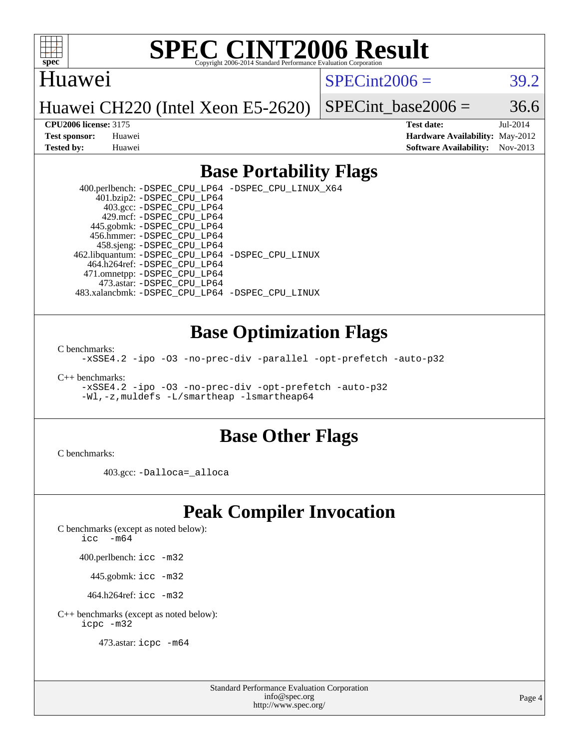# SPEC CINT2006 Result

Copyright 2006-2014 Standard Performance Evaluation Corporation

Huawei

Huawei CH220 (Intel Xeon E5-2620)

SPECint2006 = 39.2

SPECint_base2006 = 36.6

**CPU2006 license:** 3175
**Test sponsor:** Huawei
**Tested by:** Huawei

**Test date:** Jul-2014
**Hardware Availability:** May-2012
**Software Availability:** Nov-2013

## Base Portability Flags

400.perlbench: `-DSPEC_CPU_LP64 -DSPEC_CPU_LINUX_X64`
401.bzip2: `-DSPEC_CPU_LP64`
403.gcc: `-DSPEC_CPU_LP64`
429.mcf: `-DSPEC_CPU_LP64`
445.gobmk: `-DSPEC_CPU_LP64`
456.hmmer: `-DSPEC_CPU_LP64`
458.sjeng: `-DSPEC_CPU_LP64`
462.libquantum: `-DSPEC_CPU_LP64 -DSPEC_CPU_LINUX`
464.h264ref: `-DSPEC_CPU_LP64`
471.omnetpp: `-DSPEC_CPU_LP64`
473.astar: `-DSPEC_CPU_LP64`
483.xalancbmk: `-DSPEC_CPU_LP64 -DSPEC_CPU_LINUX`

## Base Optimization Flags

C benchmarks:
`-xSSE4.2 -ipo -O3 -no-prec-div -parallel -opt-prefetch -auto-p32`

C++ benchmarks:
`-xSSE4.2 -ipo -O3 -no-prec-div -opt-prefetch -auto-p32`
`-Wl,-z,muldefs -L/smartheap -lsmartheap64`

## Base Other Flags

C benchmarks:

403.gcc: `-Dalloca=_alloca`

## Peak Compiler Invocation

C benchmarks (except as noted below):
`icc -m64`

400.perlbench: `icc -m32`

445.gobmk: `icc -m32`

464.h264ref: `icc -m32`

C++ benchmarks (except as noted below):
`icpc -m32`

473.astar: `icpc -m64`

Standard Performance Evaluation Corporation
info@spec.org
http://www.spec.org/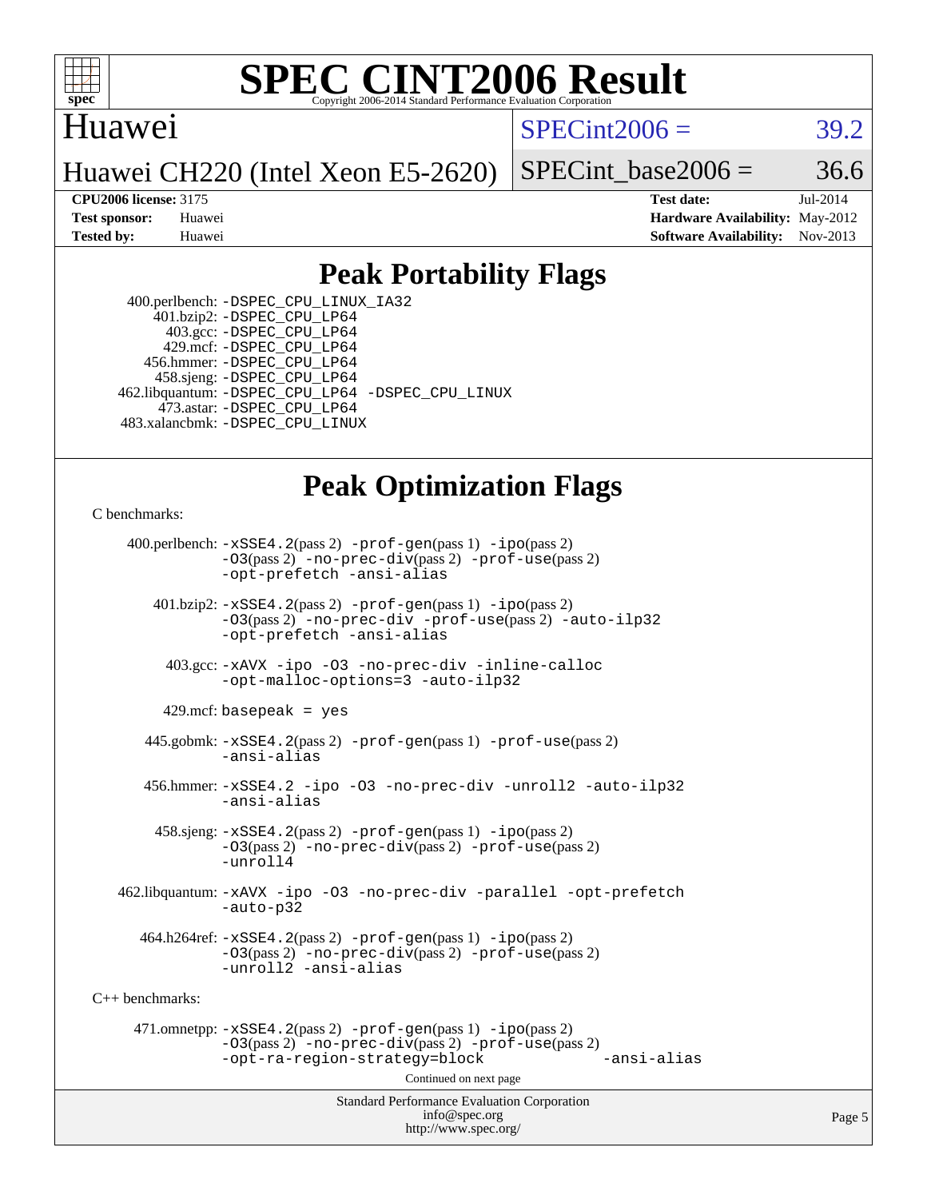# SPEC CINT2006 Result

Copyright 2006-2014 Standard Performance Evaluation Corporation

Huawei

Huawei CH220 (Intel Xeon E5-2620)

SPECint2006 = 39.2

SPECint_base2006 = 36.6

| | | | |
|---|---|---|---|
| **CPU2006 license:** 3175 | | **Test date:** | Jul-2014 |
| **Test sponsor:** | Huawei | **Hardware Availability:** | May-2012 |
| **Tested by:** | Huawei | **Software Availability:** | Nov-2013 |

## Peak Portability Flags

400.perlbench: -DSPEC_CPU_LINUX_IA32
401.bzip2: -DSPEC_CPU_LP64
403.gcc: -DSPEC_CPU_LP64
429.mcf: -DSPEC_CPU_LP64
456.hmmer: -DSPEC_CPU_LP64
458.sjeng: -DSPEC_CPU_LP64
462.libquantum: -DSPEC_CPU_LP64 -DSPEC_CPU_LINUX
473.astar: -DSPEC_CPU_LP64
483.xalancbmk: -DSPEC_CPU_LINUX

## Peak Optimization Flags

C benchmarks:

400.perlbench: -xSSE4.2(pass 2) -prof-gen(pass 1) -ipo(pass 2) -O3(pass 2) -no-prec-div(pass 2) -prof-use(pass 2) -opt-prefetch -ansi-alias

401.bzip2: -xSSE4.2(pass 2) -prof-gen(pass 1) -ipo(pass 2) -O3(pass 2) -no-prec-div -prof-use(pass 2) -auto-ilp32 -opt-prefetch -ansi-alias

403.gcc: -xAVX -ipo -O3 -no-prec-div -inline-calloc -opt-malloc-options=3 -auto-ilp32

429.mcf: basepeak = yes

445.gobmk: -xSSE4.2(pass 2) -prof-gen(pass 1) -prof-use(pass 2) -ansi-alias

456.hmmer: -xSSE4.2 -ipo -O3 -no-prec-div -unroll2 -auto-ilp32 -ansi-alias

458.sjeng: -xSSE4.2(pass 2) -prof-gen(pass 1) -ipo(pass 2) -O3(pass 2) -no-prec-div(pass 2) -prof-use(pass 2) -unroll4

462.libquantum: -xAVX -ipo -O3 -no-prec-div -parallel -opt-prefetch -auto-p32

464.h264ref: -xSSE4.2(pass 2) -prof-gen(pass 1) -ipo(pass 2) -O3(pass 2) -no-prec-div(pass 2) -prof-use(pass 2) -unroll2 -ansi-alias

C++ benchmarks:

471.omnetpp: -xSSE4.2(pass 2) -prof-gen(pass 1) -ipo(pass 2) -O3(pass 2) -no-prec-div(pass 2) -prof-use(pass 2) -opt-ra-region-strategy=block -ansi-alias

Continued on next page

Standard Performance Evaluation Corporation
info@spec.org
http://www.spec.org/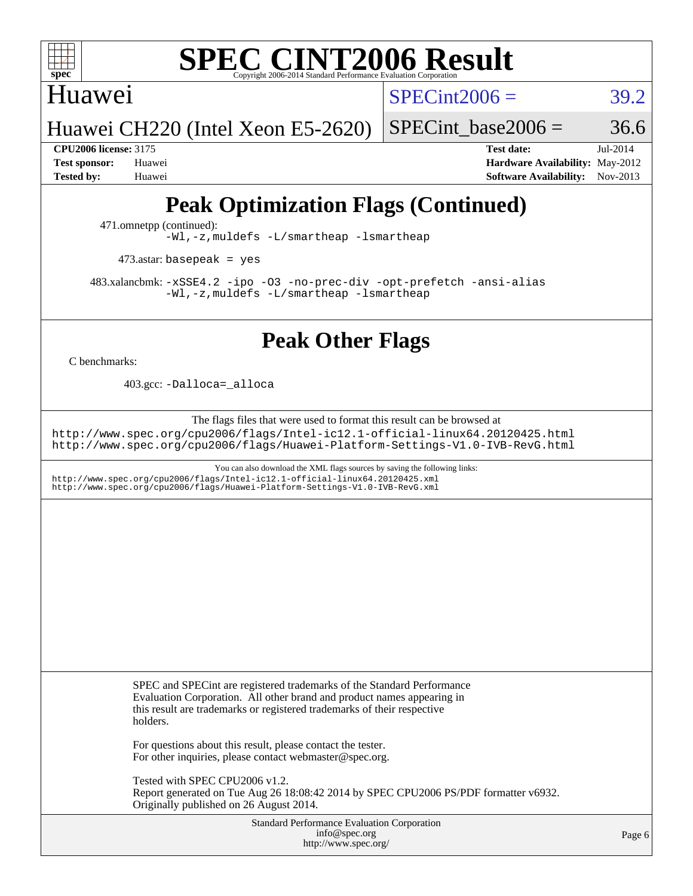# Peak Optimization Flags (Continued)

471.omnetpp (continued):
-Wl,-z,muldefs -L/smartheap -lsmartheap

473.astar: basepeak = yes

483.xalancbmk: -xSSE4.2 -ipo -O3 -no-prec-div -opt-prefetch -ansi-alias
-Wl,-z,muldefs -L/smartheap -lsmartheap

# Peak Other Flags

C benchmarks:

403.gcc: -Dalloca=_alloca

The flags files that were used to format this result can be browsed at
http://www.spec.org/cpu2006/flags/Intel-ic12.1-official-linux64.20120425.html
http://www.spec.org/cpu2006/flags/Huawei-Platform-Settings-V1.0-IVB-RevG.html

You can also download the XML flags sources by saving the following links:
http://www.spec.org/cpu2006/flags/Intel-ic12.1-official-linux64.20120425.xml
http://www.spec.org/cpu2006/flags/Huawei-Platform-Settings-V1.0-IVB-RevG.xml

SPEC and SPECint are registered trademarks of the Standard Performance Evaluation Corporation. All other brand and product names appearing in this result are trademarks or registered trademarks of their respective holders.

For questions about this result, please contact the tester.
For other inquiries, please contact webmaster@spec.org.

Tested with SPEC CPU2006 v1.2.
Report generated on Tue Aug 26 18:08:42 2014 by SPEC CPU2006 PS/PDF formatter v6932.
Originally published on 26 August 2014.